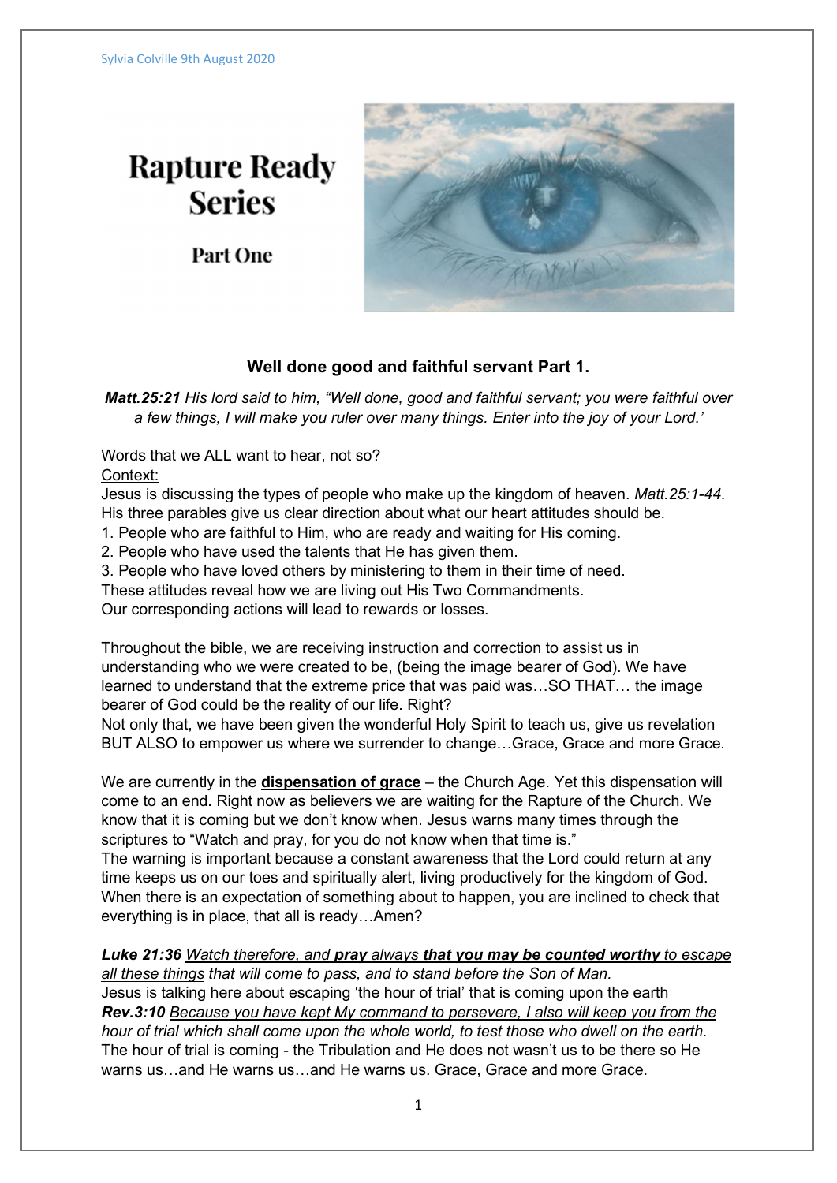Sylvia Colville 9th August 2020

# Rapture Ready Series

## Part One

### Well done good and faithful servant Part 1.

***Matt.25:21*** *His lord said to him, "Well done, good and faithful servant; you were faithful over a few things, I will make you ruler over many things. Enter into the joy of your Lord.'*

Words that we ALL want to hear, not so?

<u>Context:</u>

Jesus is discussing the types of people who make up the <u>kingdom of heaven</u>. *Matt.25:1-44*.
His three parables give us clear direction about what our heart attitudes should be.

1. People who are faithful to Him, who are ready and waiting for His coming.
2. People who have used the talents that He has given them.
3. People who have loved others by ministering to them in their time of need.

These attitudes reveal how we are living out His Two Commandments.
Our corresponding actions will lead to rewards or losses.

Throughout the bible, we are receiving instruction and correction to assist us in understanding who we were created to be, (being the image bearer of God). We have learned to understand that the extreme price that was paid was…SO THAT… the image bearer of God could be the reality of our life. Right?
Not only that, we have been given the wonderful Holy Spirit to teach us, give us revelation BUT ALSO to empower us where we surrender to change…Grace, Grace and more Grace.

We are currently in the **<u>dispensation of grace</u>** – the Church Age. Yet this dispensation will come to an end. Right now as believers we are waiting for the Rapture of the Church. We know that it is coming but we don't know when. Jesus warns many times through the scriptures to "Watch and pray, for you do not know when that time is."
The warning is important because a constant awareness that the Lord could return at any time keeps us on our toes and spiritually alert, living productively for the kingdom of God. When there is an expectation of something about to happen, you are inclined to check that everything is in place, that all is ready…Amen?

***Luke 21:36*** *<u>Watch therefore, and **pray** always **that you may be counted worthy** to escape all these things</u> that will come to pass, and to stand before the Son of Man.*
Jesus is talking here about escaping 'the hour of trial' that is coming upon the earth
***Rev.3:10*** *<u>Because you have kept My command to persevere, I also will keep you from the hour of trial which shall come upon the whole world, to test those who dwell on the earth.</u>*
The hour of trial is coming - the Tribulation and He does not wasn't us to be there so He warns us…and He warns us…and He warns us. Grace, Grace and more Grace.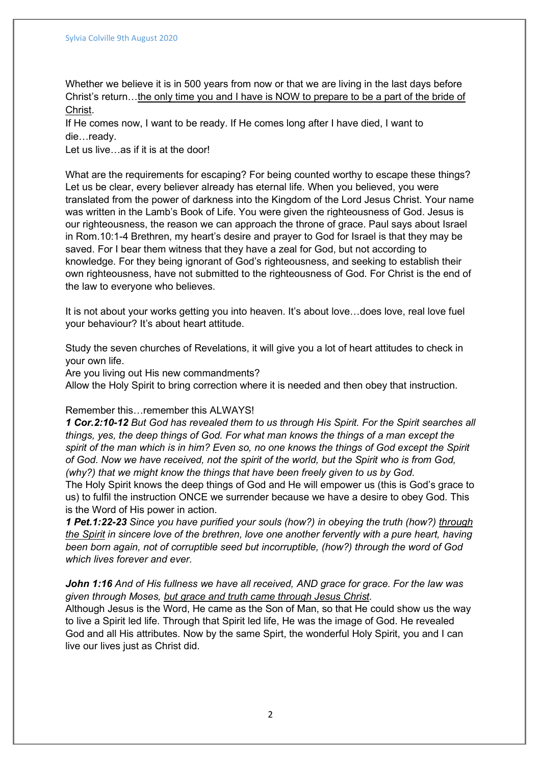Whether we believe it is in 500 years from now or that we are living in the last days before Christ's return…<u>the only time you and I have is NOW to prepare to be a part of the bride of Christ</u>.

If He comes now, I want to be ready. If He comes long after I have died, I want to die…ready.

Let us live…as if it is at the door!

What are the requirements for escaping? For being counted worthy to escape these things? Let us be clear, every believer already has eternal life. When you believed, you were translated from the power of darkness into the Kingdom of the Lord Jesus Christ. Your name was written in the Lamb's Book of Life. You were given the righteousness of God. Jesus is our righteousness, the reason we can approach the throne of grace. Paul says about Israel in Rom.10:1-4 Brethren, my heart's desire and prayer to God for Israel is that they may be saved. For I bear them witness that they have a zeal for God, but not according to knowledge. For they being ignorant of God's righteousness, and seeking to establish their own righteousness, have not submitted to the righteousness of God. For Christ is the end of the law to everyone who believes.

It is not about your works getting you into heaven. It's about love…does love, real love fuel your behaviour? It's about heart attitude.

Study the seven churches of Revelations, it will give you a lot of heart attitudes to check in your own life.

Are you living out His new commandments?

Allow the Holy Spirit to bring correction where it is needed and then obey that instruction.

Remember this…remember this ALWAYS!

***1 Cor.2:10-12*** *But God has revealed them to us through His Spirit. For the Spirit searches all things, yes, the deep things of God. For what man knows the things of a man except the spirit of the man which is in him? Even so, no one knows the things of God except the Spirit of God. Now we have received, not the spirit of the world, but the Spirit who is from God, (why?) that we might know the things that have been freely given to us by God.*

The Holy Spirit knows the deep things of God and He will empower us (this is God's grace to us) to fulfil the instruction ONCE we surrender because we have a desire to obey God. This is the Word of His power in action.

***1 Pet.1:22-23*** *Since you have purified your souls (how?) in obeying the truth (how?) <u>through the Spirit</u> in sincere love of the brethren, love one another fervently with a pure heart, having been born again, not of corruptible seed but incorruptible, (how?) through the word of God which lives forever and ever.*

***John 1:16*** *And of His fullness we have all received, AND grace for grace. For the law was given through Moses, <u>but grace and truth came through Jesus Christ</u>.*

Although Jesus is the Word, He came as the Son of Man, so that He could show us the way to live a Spirit led life. Through that Spirit led life, He was the image of God. He revealed God and all His attributes. Now by the same Spirt, the wonderful Holy Spirit, you and I can live our lives just as Christ did.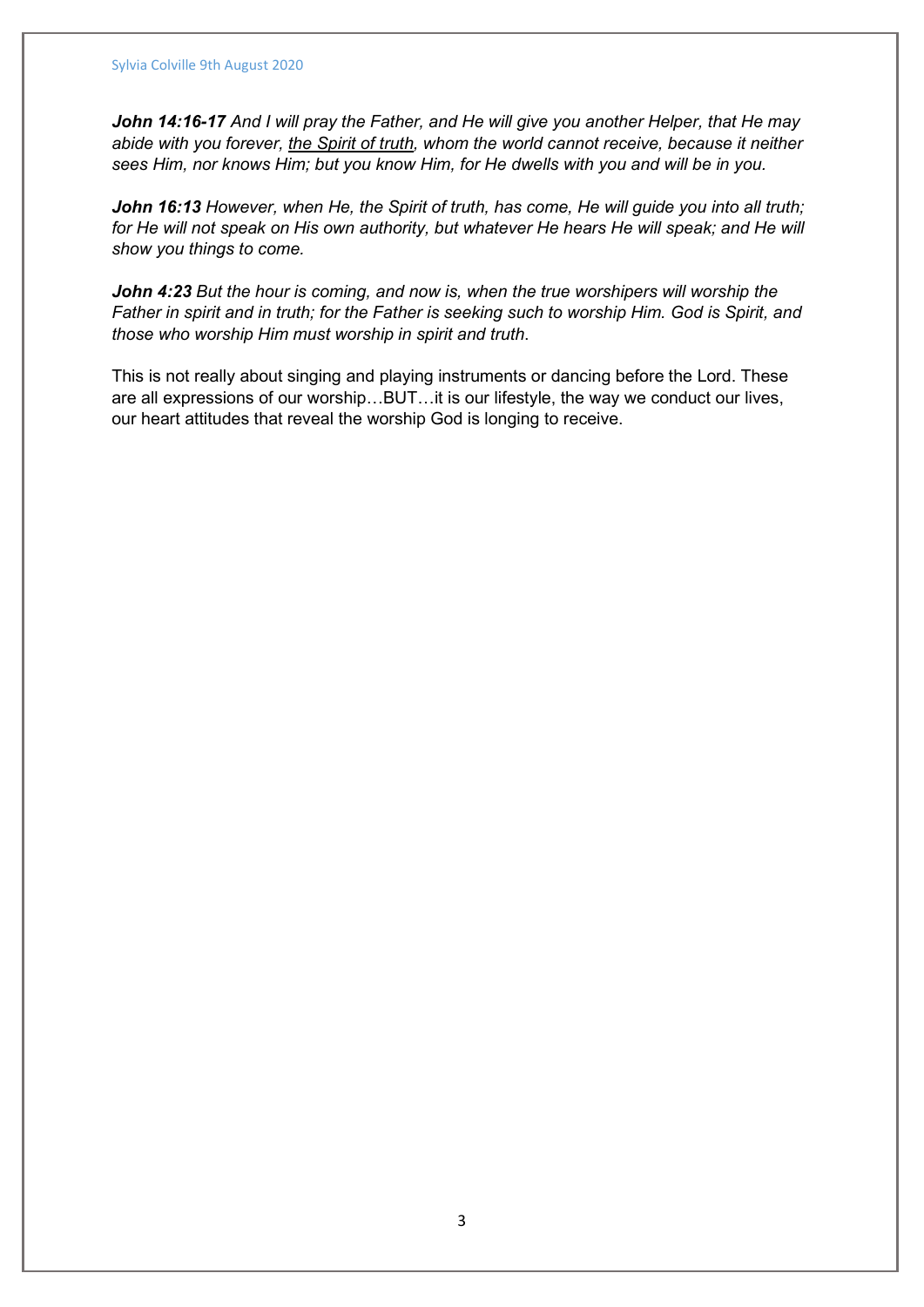***John 14:16-17*** *And I will pray the Father, and He will give you another Helper, that He may abide with you forever, <u>the Spirit of truth</u>, whom the world cannot receive, because it neither sees Him, nor knows Him; but you know Him, for He dwells with you and will be in you.*

***John 16:13*** *However, when He, the Spirit of truth, has come, He will guide you into all truth; for He will not speak on His own authority, but whatever He hears He will speak; and He will show you things to come.*

***John 4:23*** *But the hour is coming, and now is, when the true worshipers will worship the Father in spirit and in truth; for the Father is seeking such to worship Him. God is Spirit, and those who worship Him must worship in spirit and truth*.

This is not really about singing and playing instruments or dancing before the Lord. These are all expressions of our worship…BUT…it is our lifestyle, the way we conduct our lives, our heart attitudes that reveal the worship God is longing to receive.